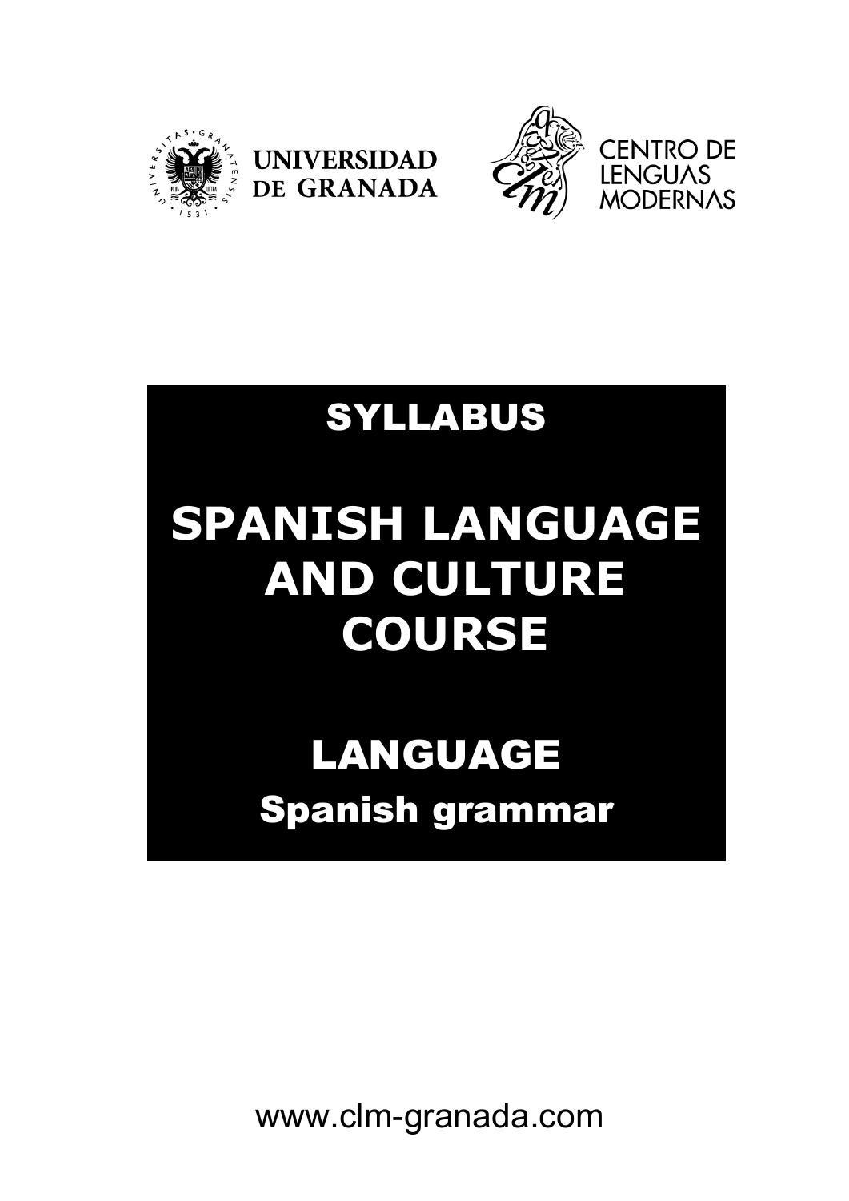UNIVERSIDAD DE GRANADA

CENTRO DE LENGUAS MODERNAS

# SYLLABUS

# SPANISH LANGUAGE AND CULTURE COURSE

## LANGUAGE

### Spanish grammar

www.clm-granada.com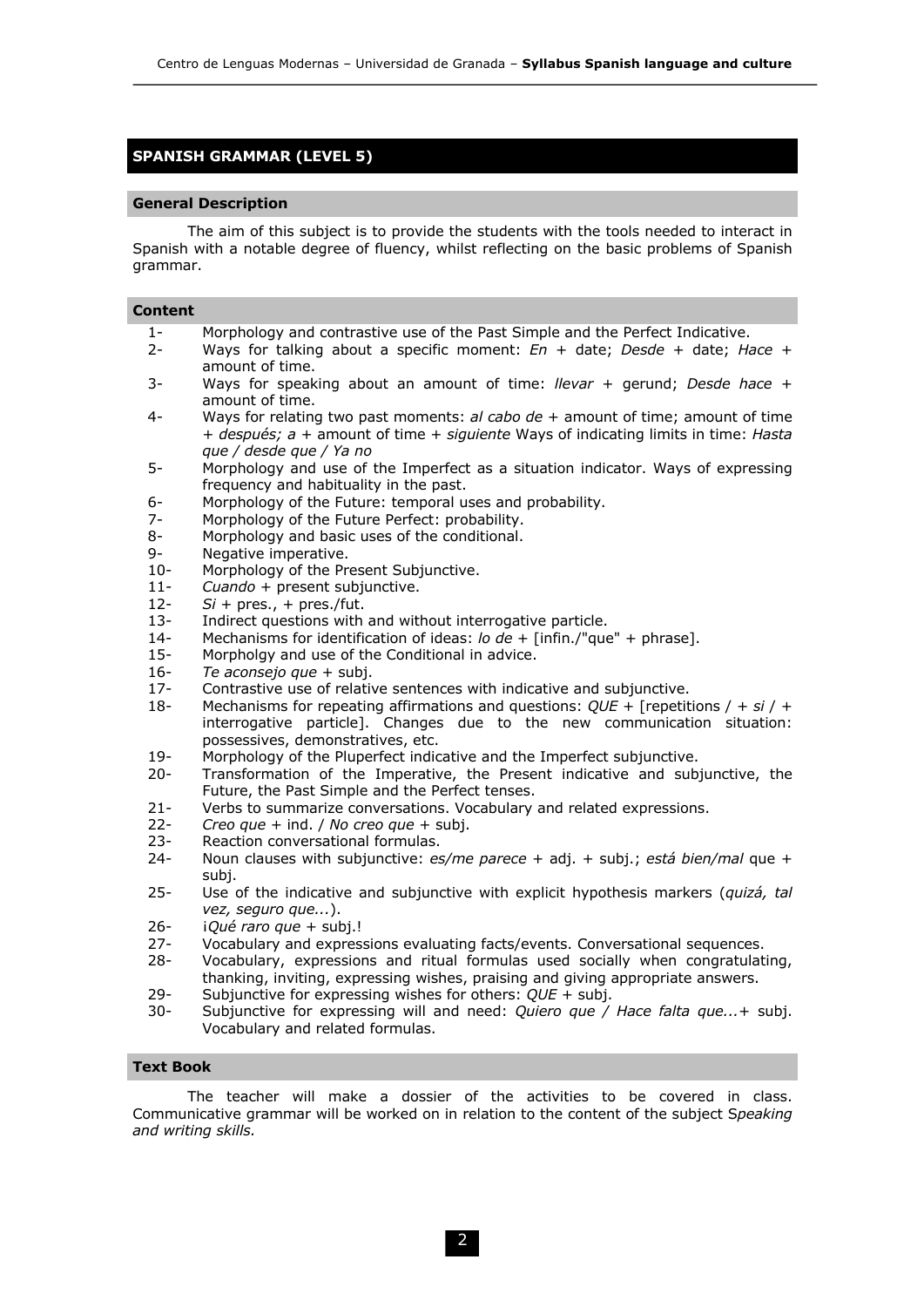## SPANISH GRAMMAR (LEVEL 5)

### General Description

The aim of this subject is to provide the students with the tools needed to interact in Spanish with a notable degree of fluency, whilst reflecting on the basic problems of Spanish grammar.

### Content

1- Morphology and contrastive use of the Past Simple and the Perfect Indicative.
2- Ways for talking about a specific moment: *En* + date; *Desde* + date; *Hace* + amount of time.
3- Ways for speaking about an amount of time: *llevar* + gerund; *Desde hace* + amount of time.
4- Ways for relating two past moments: *al cabo de* + amount of time; amount of time + *después; a* + amount of time + *siguiente* Ways of indicating limits in time: *Hasta que / desde que / Ya no*
5- Morphology and use of the Imperfect as a situation indicator. Ways of expressing frequency and habituality in the past.
6- Morphology of the Future: temporal uses and probability.
7- Morphology of the Future Perfect: probability.
8- Morphology and basic uses of the conditional.
9- Negative imperative.
10- Morphology of the Present Subjunctive.
11- *Cuando* + present subjunctive.
12- *Si* + pres., + pres./fut.
13- Indirect questions with and without interrogative particle.
14- Mechanisms for identification of ideas: *lo de* + [infin./"que" + phrase].
15- Morpholgy and use of the Conditional in advice.
16- *Te aconsejo que* + subj.
17- Contrastive use of relative sentences with indicative and subjunctive.
18- Mechanisms for repeating affirmations and questions: *QUE* + [repetitions / + *si* / + interrogative particle]. Changes due to the new communication situation: possessives, demonstratives, etc.
19- Morphology of the Pluperfect indicative and the Imperfect subjunctive.
20- Transformation of the Imperative, the Present indicative and subjunctive, the Future, the Past Simple and the Perfect tenses.
21- Verbs to summarize conversations. Vocabulary and related expressions.
22- *Creo que* + ind. / *No creo que* + subj.
23- Reaction conversational formulas.
24- Noun clauses with subjunctive: *es/me parece* + adj. + subj.; *está bien/mal* que + subj.
25- Use of the indicative and subjunctive with explicit hypothesis markers (*quizá, tal vez, seguro que...*).
26- ¡*Qué raro que* + subj.!
27- Vocabulary and expressions evaluating facts/events. Conversational sequences.
28- Vocabulary, expressions and ritual formulas used socially when congratulating, thanking, inviting, expressing wishes, praising and giving appropriate answers.
29- Subjunctive for expressing wishes for others: *QUE* + subj.
30- Subjunctive for expressing will and need: *Quiero que / Hace falta que...*+ subj. Vocabulary and related formulas.

### Text Book

The teacher will make a dossier of the activities to be covered in class. Communicative grammar will be worked on in relation to the content of the subject S*peaking and writing skills.*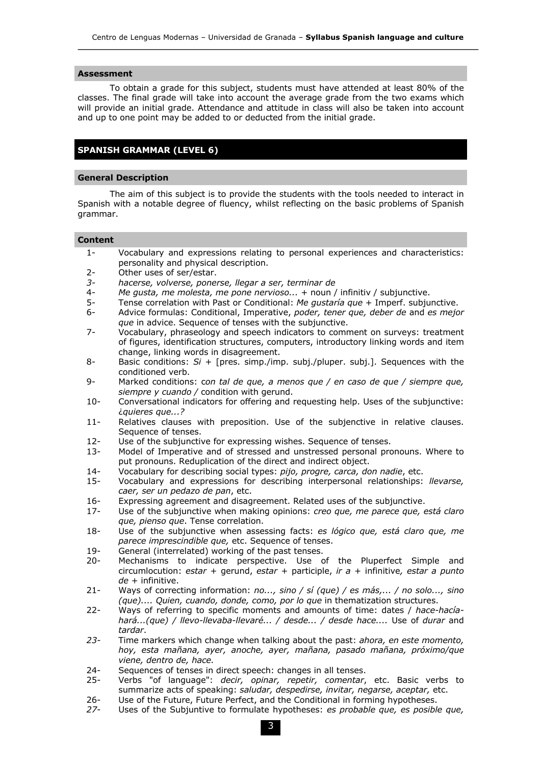## Assessment

To obtain a grade for this subject, students must have attended at least 80% of the classes. The final grade will take into account the average grade from the two exams which will provide an initial grade. Attendance and attitude in class will also be taken into account and up to one point may be added to or deducted from the initial grade.

# SPANISH GRAMMAR (LEVEL 6)

## General Description

The aim of this subject is to provide the students with the tools needed to interact in Spanish with a notable degree of fluency, whilst reflecting on the basic problems of Spanish grammar.

## Content

1- Vocabulary and expressions relating to personal experiences and characteristics: personality and physical description.
2- Other uses of ser/estar.
*3-* *hacerse, volverse, ponerse, llegar a ser, terminar de*
4- *Me gusta, me molesta, me pone nervioso...* + noun / infinitiv / subjunctive.
5- Tense correlation with Past or Conditional: *Me gustaría que* + Imperf. subjunctive.
6- Advice formulas: Conditional, Imperative, *poder, tener que, deber de* and *es mejor que* in advice. Sequence of tenses with the subjunctive.
7- Vocabulary, phraseology and speech indicators to comment on surveys: treatment of figures, identification structures, computers, introductory linking words and item change, linking words in disagreement.
8- Basic conditions: *Si* + [pres. simp./imp. subj./pluper. subj.]. Sequences with the conditioned verb.
9- Marked conditions: c*on tal de que, a menos que / en caso de que / siempre que, siempre y cuando /* condition with gerund.
10- Conversational indicators for offering and requesting help. Uses of the subjunctive: *¿quieres que...?*
11- Relatives clauses with preposition. Use of the subjenctive in relative clauses. Sequence of tenses.
12- Use of the subjunctive for expressing wishes. Sequence of tenses.
13- Model of Imperative and of stressed and unstressed personal pronouns. Where to put pronouns. Reduplication of the direct and indirect object.
14- Vocabulary for describing social types: *pijo, progre, carca, don nadie*, etc.
15- Vocabulary and expressions for describing interpersonal relationships: *llevarse, caer, ser un pedazo de pan*, etc.
16- Expressing agreement and disagreement. Related uses of the subjunctive.
17- Use of the subjunctive when making opinions: *creo que, me parece que, está claro que, pienso que*. Tense correlation.
18- Use of the subjunctive when assessing facts: *es lógico que, está claro que, me parece imprescindible que,* etc. Sequence of tenses.
19- General (interrelated) working of the past tenses.
20- Mechanisms to indicate perspective. Use of the Pluperfect Simple and circumlocution: *estar* + gerund, *estar* + participle, *ir a* + infinitive*, estar a punto de* + infinitive.
21- Ways of correcting information: *no..., sino / sí (que) / es más,... / no solo..., sino (que).... Quien, cuando, donde, como, por lo que* in thematization structures.
22- Ways of referring to specific moments and amounts of time: dates / *hace-hacía-hará...(que) / llevo-llevaba-llevaré... / desde... / desde hace....* Use of *durar* and *tardar*.
*23-* Time markers which change when talking about the past: *ahora, en este momento, hoy, esta mañana, ayer, anoche, ayer, mañana, pasado mañana, próximo/que viene, dentro de, hace.*
24- Sequences of tenses in direct speech: changes in all tenses.
25- Verbs "of language": *decir, opinar, repetir, comentar*, etc. Basic verbs to summarize acts of speaking: *saludar, despedirse, invitar, negarse, aceptar,* etc.
26- Use of the Future, Future Perfect, and the Conditional in forming hypotheses.
*27-* Uses of the Subjuntive to formulate hypotheses: *es probable que, es posible que,*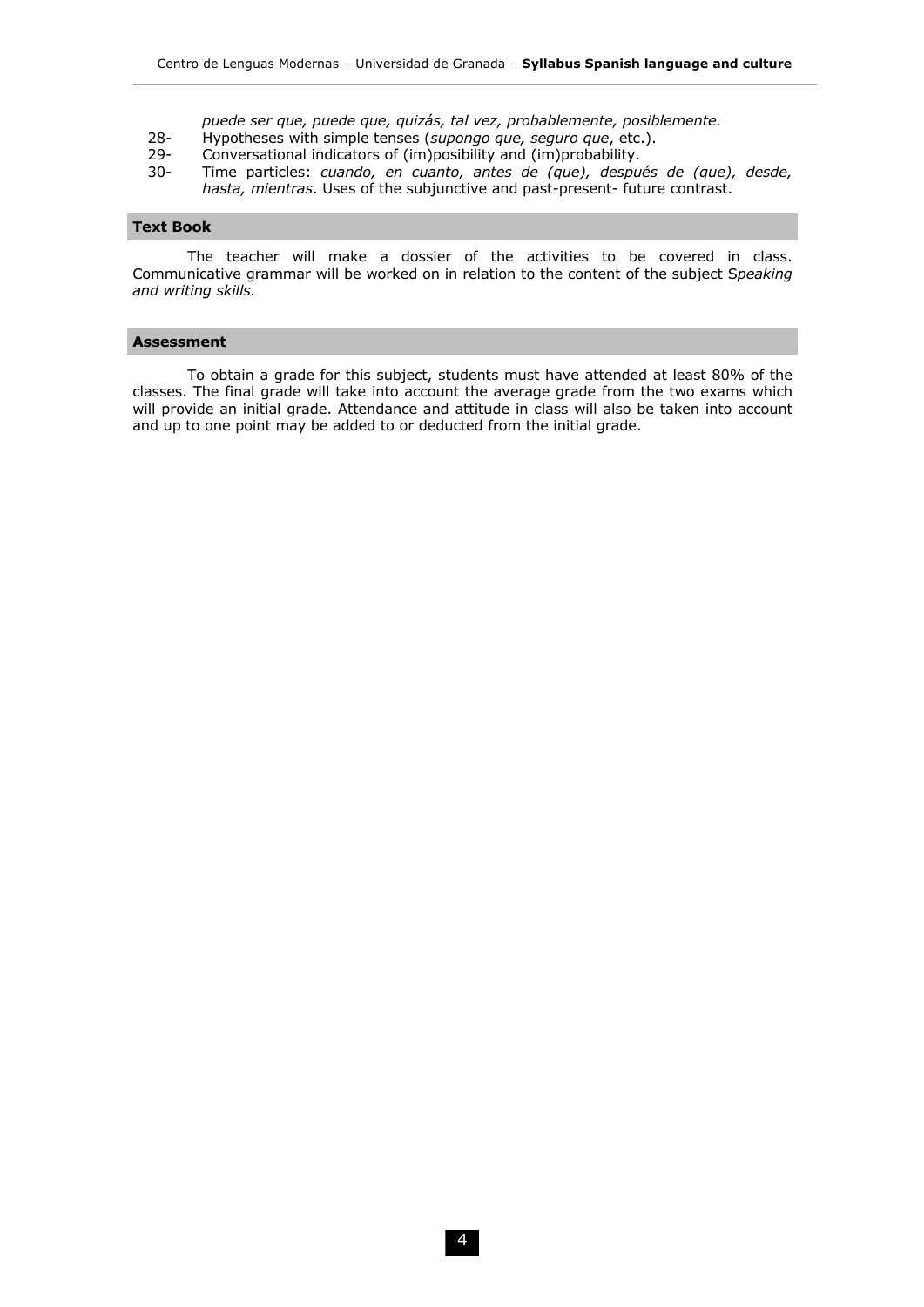*puede ser que, puede que, quizás, tal vez, probablemente, posiblemente.*

28- Hypotheses with simple tenses (*supongo que, seguro que*, etc.).

29- Conversational indicators of (im)posibility and (im)probability.

30- Time particles: *cuando, en cuanto, antes de (que), después de (que), desde, hasta, mientras*. Uses of the subjunctive and past-present- future contrast.

## Text Book

The teacher will make a dossier of the activities to be covered in class. Communicative grammar will be worked on in relation to the content of the subject S*peaking and writing skills.*

## Assessment

To obtain a grade for this subject, students must have attended at least 80% of the classes. The final grade will take into account the average grade from the two exams which will provide an initial grade. Attendance and attitude in class will also be taken into account and up to one point may be added to or deducted from the initial grade.